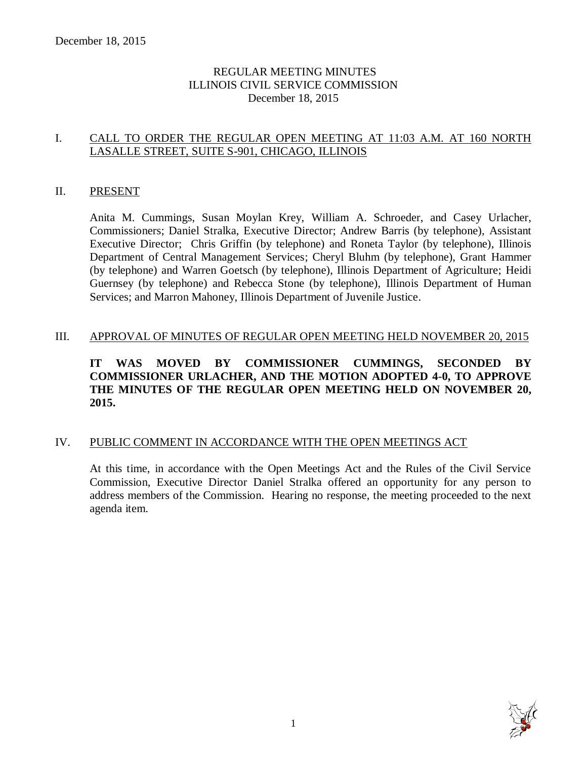# REGULAR MEETING MINUTES
# ILLINOIS CIVIL SERVICE COMMISSION
# December 18, 2015

## I. CALL TO ORDER THE REGULAR OPEN MEETING AT 11:03 A.M. AT 160 NORTH LASALLE STREET, SUITE S-901, CHICAGO, ILLINOIS

## II. PRESENT

Anita M. Cummings, Susan Moylan Krey, William A. Schroeder, and Casey Urlacher, Commissioners; Daniel Stralka, Executive Director; Andrew Barris (by telephone), Assistant Executive Director; Chris Griffin (by telephone) and Roneta Taylor (by telephone), Illinois Department of Central Management Services; Cheryl Bluhm (by telephone), Grant Hammer (by telephone) and Warren Goetsch (by telephone), Illinois Department of Agriculture; Heidi Guernsey (by telephone) and Rebecca Stone (by telephone), Illinois Department of Human Services; and Marron Mahoney, Illinois Department of Juvenile Justice.

## III. APPROVAL OF MINUTES OF REGULAR OPEN MEETING HELD NOVEMBER 20, 2015

**IT WAS MOVED BY COMMISSIONER CUMMINGS, SECONDED BY COMMISSIONER URLACHER, AND THE MOTION ADOPTED 4-0, TO APPROVE THE MINUTES OF THE REGULAR OPEN MEETING HELD ON NOVEMBER 20, 2015.**

## IV. PUBLIC COMMENT IN ACCORDANCE WITH THE OPEN MEETINGS ACT

At this time, in accordance with the Open Meetings Act and the Rules of the Civil Service Commission, Executive Director Daniel Stralka offered an opportunity for any person to address members of the Commission. Hearing no response, the meeting proceeded to the next agenda item.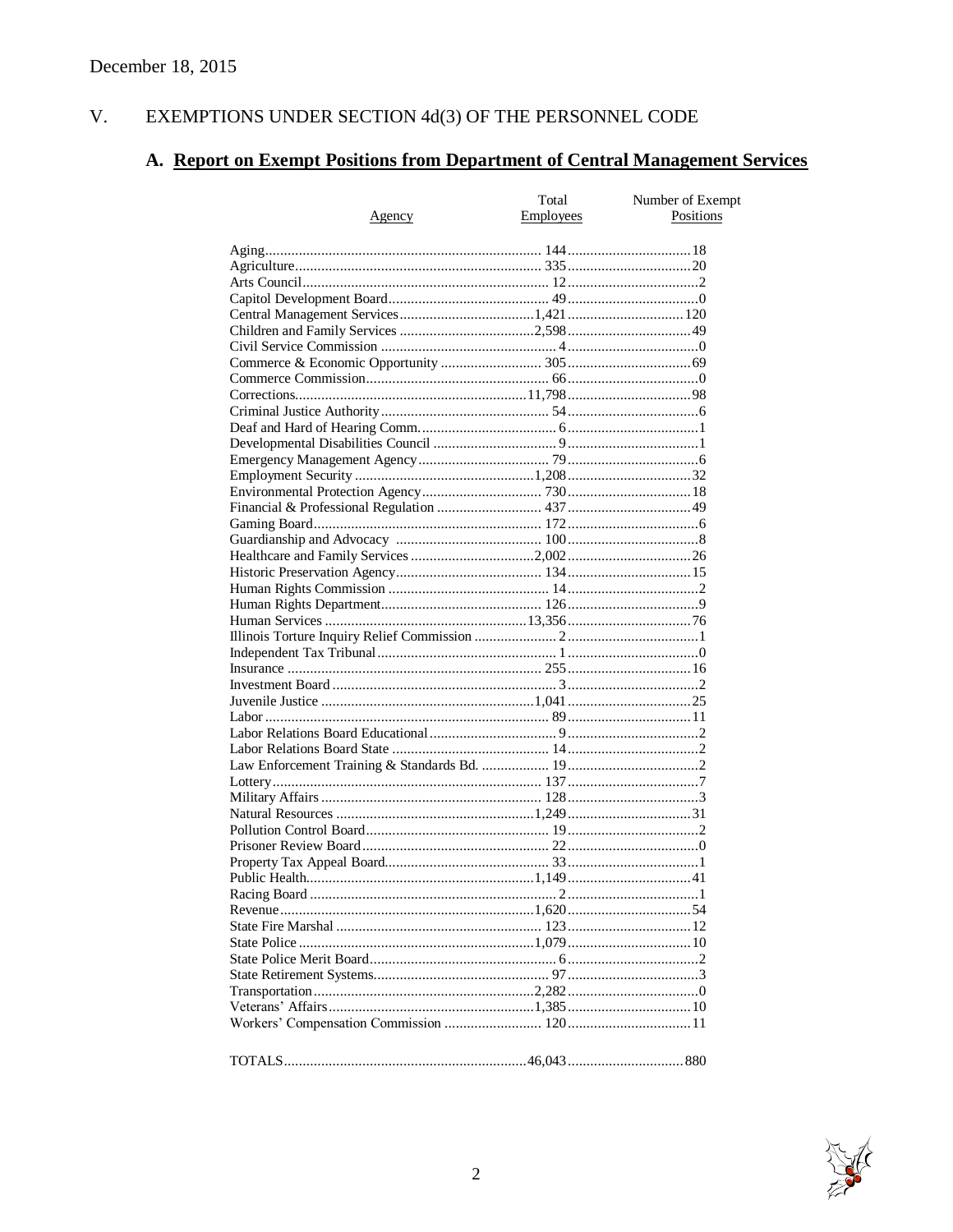December 18, 2015

## V. EXEMPTIONS UNDER SECTION 4d(3) OF THE PERSONNEL CODE

### A. Report on Exempt Positions from Department of Central Management Services

| Agency | Total Employees | Number of Exempt Positions |
|---|---|---|
| Aging | 144 | 18 |
| Agriculture | 335 | 20 |
| Arts Council | 12 | 2 |
| Capitol Development Board | 49 | 0 |
| Central Management Services | 1,421 | 120 |
| Children and Family Services | 2,598 | 49 |
| Civil Service Commission | 4 | 0 |
| Commerce & Economic Opportunity | 305 | 69 |
| Commerce Commission | 66 | 0 |
| Corrections | 11,798 | 98 |
| Criminal Justice Authority | 54 | 6 |
| Deaf and Hard of Hearing Comm. | 6 | 1 |
| Developmental Disabilities Council | 9 | 1 |
| Emergency Management Agency | 79 | 6 |
| Employment Security | 1,208 | 32 |
| Environmental Protection Agency | 730 | 18 |
| Financial & Professional Regulation | 437 | 49 |
| Gaming Board | 172 | 6 |
| Guardianship and Advocacy | 100 | 8 |
| Healthcare and Family Services | 2,002 | 26 |
| Historic Preservation Agency | 134 | 15 |
| Human Rights Commission | 14 | 2 |
| Human Rights Department | 126 | 9 |
| Human Services | 13,356 | 76 |
| Illinois Torture Inquiry Relief Commission | 2 | 1 |
| Independent Tax Tribunal | 1 | 0 |
| Insurance | 255 | 16 |
| Investment Board | 3 | 2 |
| Juvenile Justice | 1,041 | 25 |
| Labor | 89 | 11 |
| Labor Relations Board Educational | 9 | 2 |
| Labor Relations Board State | 14 | 2 |
| Law Enforcement Training & Standards Bd. | 19 | 2 |
| Lottery | 137 | 7 |
| Military Affairs | 128 | 3 |
| Natural Resources | 1,249 | 31 |
| Pollution Control Board | 19 | 2 |
| Prisoner Review Board | 22 | 0 |
| Property Tax Appeal Board | 33 | 1 |
| Public Health | 1,149 | 41 |
| Racing Board | 2 | 1 |
| Revenue | 1,620 | 54 |
| State Fire Marshal | 123 | 12 |
| State Police | 1,079 | 10 |
| State Police Merit Board | 6 | 2 |
| State Retirement Systems | 97 | 3 |
| Transportation | 2,282 | 0 |
| Veterans' Affairs | 1,385 | 10 |
| Workers' Compensation Commission | 120 | 11 |
| TOTALS | 46,043 | 880 |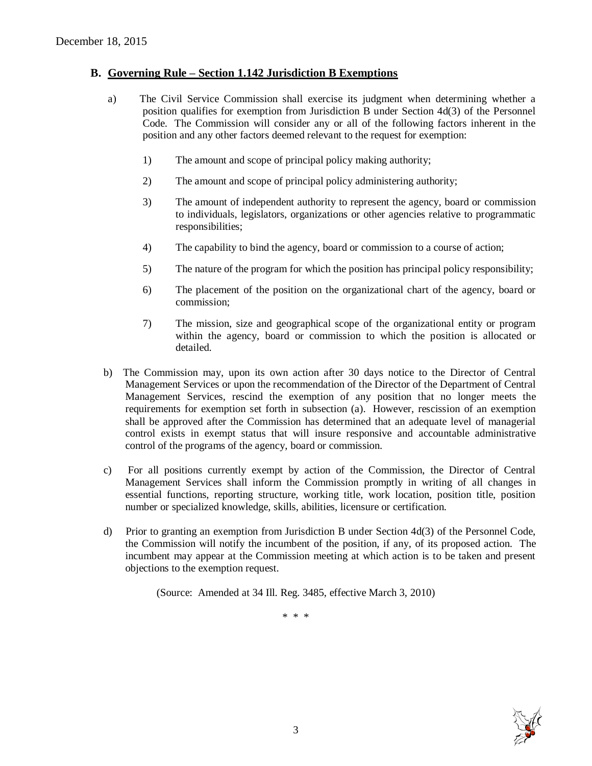## B. Governing Rule – Section 1.142 Jurisdiction B Exemptions

a) The Civil Service Commission shall exercise its judgment when determining whether a position qualifies for exemption from Jurisdiction B under Section 4d(3) of the Personnel Code. The Commission will consider any or all of the following factors inherent in the position and any other factors deemed relevant to the request for exemption:

1) The amount and scope of principal policy making authority;

2) The amount and scope of principal policy administering authority;

3) The amount of independent authority to represent the agency, board or commission to individuals, legislators, organizations or other agencies relative to programmatic responsibilities;

4) The capability to bind the agency, board or commission to a course of action;

5) The nature of the program for which the position has principal policy responsibility;

6) The placement of the position on the organizational chart of the agency, board or commission;

7) The mission, size and geographical scope of the organizational entity or program within the agency, board or commission to which the position is allocated or detailed.

b) The Commission may, upon its own action after 30 days notice to the Director of Central Management Services or upon the recommendation of the Director of the Department of Central Management Services, rescind the exemption of any position that no longer meets the requirements for exemption set forth in subsection (a). However, rescission of an exemption shall be approved after the Commission has determined that an adequate level of managerial control exists in exempt status that will insure responsive and accountable administrative control of the programs of the agency, board or commission.

c) For all positions currently exempt by action of the Commission, the Director of Central Management Services shall inform the Commission promptly in writing of all changes in essential functions, reporting structure, working title, work location, position title, position number or specialized knowledge, skills, abilities, licensure or certification.

d) Prior to granting an exemption from Jurisdiction B under Section 4d(3) of the Personnel Code, the Commission will notify the incumbent of the position, if any, of its proposed action. The incumbent may appear at the Commission meeting at which action is to be taken and present objections to the exemption request.

(Source: Amended at 34 Ill. Reg. 3485, effective March 3, 2010)

* * *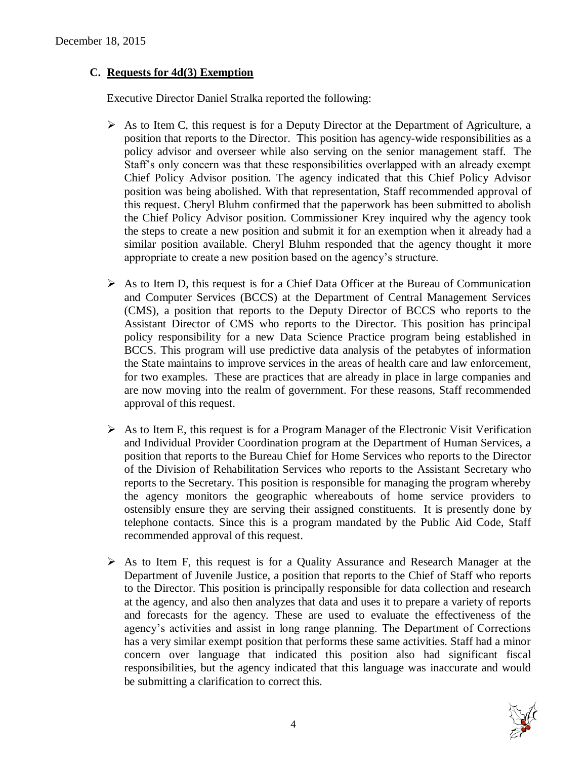December 18, 2015

### C. Requests for 4d(3) Exemption

Executive Director Daniel Stralka reported the following:

- As to Item C, this request is for a Deputy Director at the Department of Agriculture, a position that reports to the Director. This position has agency-wide responsibilities as a policy advisor and overseer while also serving on the senior management staff. The Staff's only concern was that these responsibilities overlapped with an already exempt Chief Policy Advisor position. The agency indicated that this Chief Policy Advisor position was being abolished. With that representation, Staff recommended approval of this request. Cheryl Bluhm confirmed that the paperwork has been submitted to abolish the Chief Policy Advisor position. Commissioner Krey inquired why the agency took the steps to create a new position and submit it for an exemption when it already had a similar position available. Cheryl Bluhm responded that the agency thought it more appropriate to create a new position based on the agency's structure.

- As to Item D, this request is for a Chief Data Officer at the Bureau of Communication and Computer Services (BCCS) at the Department of Central Management Services (CMS), a position that reports to the Deputy Director of BCCS who reports to the Assistant Director of CMS who reports to the Director. This position has principal policy responsibility for a new Data Science Practice program being established in BCCS. This program will use predictive data analysis of the petabytes of information the State maintains to improve services in the areas of health care and law enforcement, for two examples. These are practices that are already in place in large companies and are now moving into the realm of government. For these reasons, Staff recommended approval of this request.

- As to Item E, this request is for a Program Manager of the Electronic Visit Verification and Individual Provider Coordination program at the Department of Human Services, a position that reports to the Bureau Chief for Home Services who reports to the Director of the Division of Rehabilitation Services who reports to the Assistant Secretary who reports to the Secretary. This position is responsible for managing the program whereby the agency monitors the geographic whereabouts of home service providers to ostensibly ensure they are serving their assigned constituents. It is presently done by telephone contacts. Since this is a program mandated by the Public Aid Code, Staff recommended approval of this request.

- As to Item F, this request is for a Quality Assurance and Research Manager at the Department of Juvenile Justice, a position that reports to the Chief of Staff who reports to the Director. This position is principally responsible for data collection and research at the agency, and also then analyzes that data and uses it to prepare a variety of reports and forecasts for the agency. These are used to evaluate the effectiveness of the agency's activities and assist in long range planning. The Department of Corrections has a very similar exempt position that performs these same activities. Staff had a minor concern over language that indicated this position also had significant fiscal responsibilities, but the agency indicated that this language was inaccurate and would be submitting a clarification to correct this.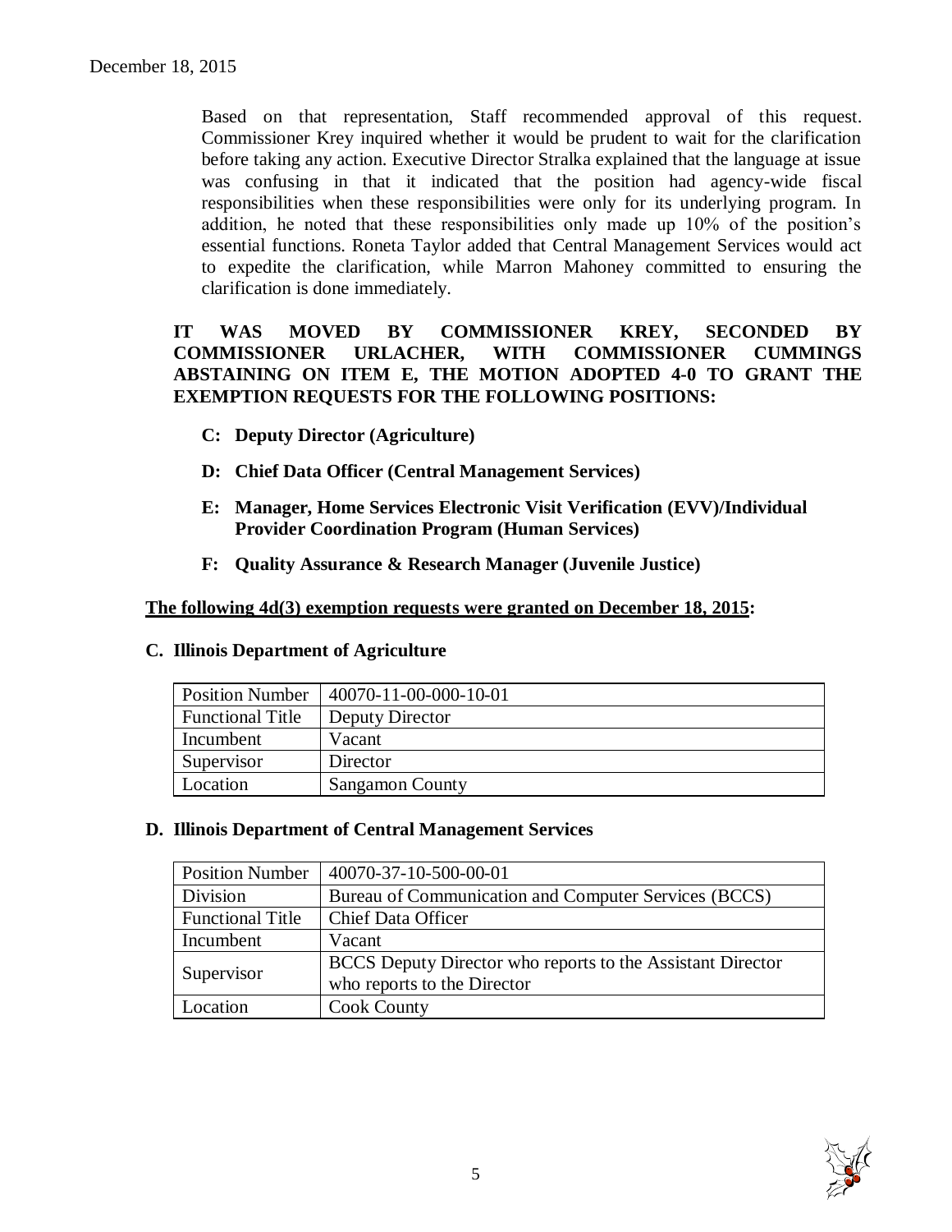Based on that representation, Staff recommended approval of this request. Commissioner Krey inquired whether it would be prudent to wait for the clarification before taking any action. Executive Director Stralka explained that the language at issue was confusing in that it indicated that the position had agency-wide fiscal responsibilities when these responsibilities were only for its underlying program. In addition, he noted that these responsibilities only made up 10% of the position's essential functions. Roneta Taylor added that Central Management Services would act to expedite the clarification, while Marron Mahoney committed to ensuring the clarification is done immediately.

**IT WAS MOVED BY COMMISSIONER KREY, SECONDED BY COMMISSIONER URLACHER, WITH COMMISSIONER CUMMINGS ABSTAINING ON ITEM E, THE MOTION ADOPTED 4-0 TO GRANT THE EXEMPTION REQUESTS FOR THE FOLLOWING POSITIONS:**

- **C: Deputy Director (Agriculture)**
- **D: Chief Data Officer (Central Management Services)**
- **E: Manager, Home Services Electronic Visit Verification (EVV)/Individual Provider Coordination Program (Human Services)**
- **F: Quality Assurance & Research Manager (Juvenile Justice)**

**<u>The following 4d(3) exemption requests were granted on December 18, 2015</u>:**

**C. Illinois Department of Agriculture**

| Position Number | 40070-11-00-000-10-01 |
|---|---|
| Functional Title | Deputy Director |
| Incumbent | Vacant |
| Supervisor | Director |
| Location | Sangamon County |

**D. Illinois Department of Central Management Services**

| Position Number | 40070-37-10-500-00-01 |
|---|---|
| Division | Bureau of Communication and Computer Services (BCCS) |
| Functional Title | Chief Data Officer |
| Incumbent | Vacant |
| Supervisor | BCCS Deputy Director who reports to the Assistant Director who reports to the Director |
| Location | Cook County |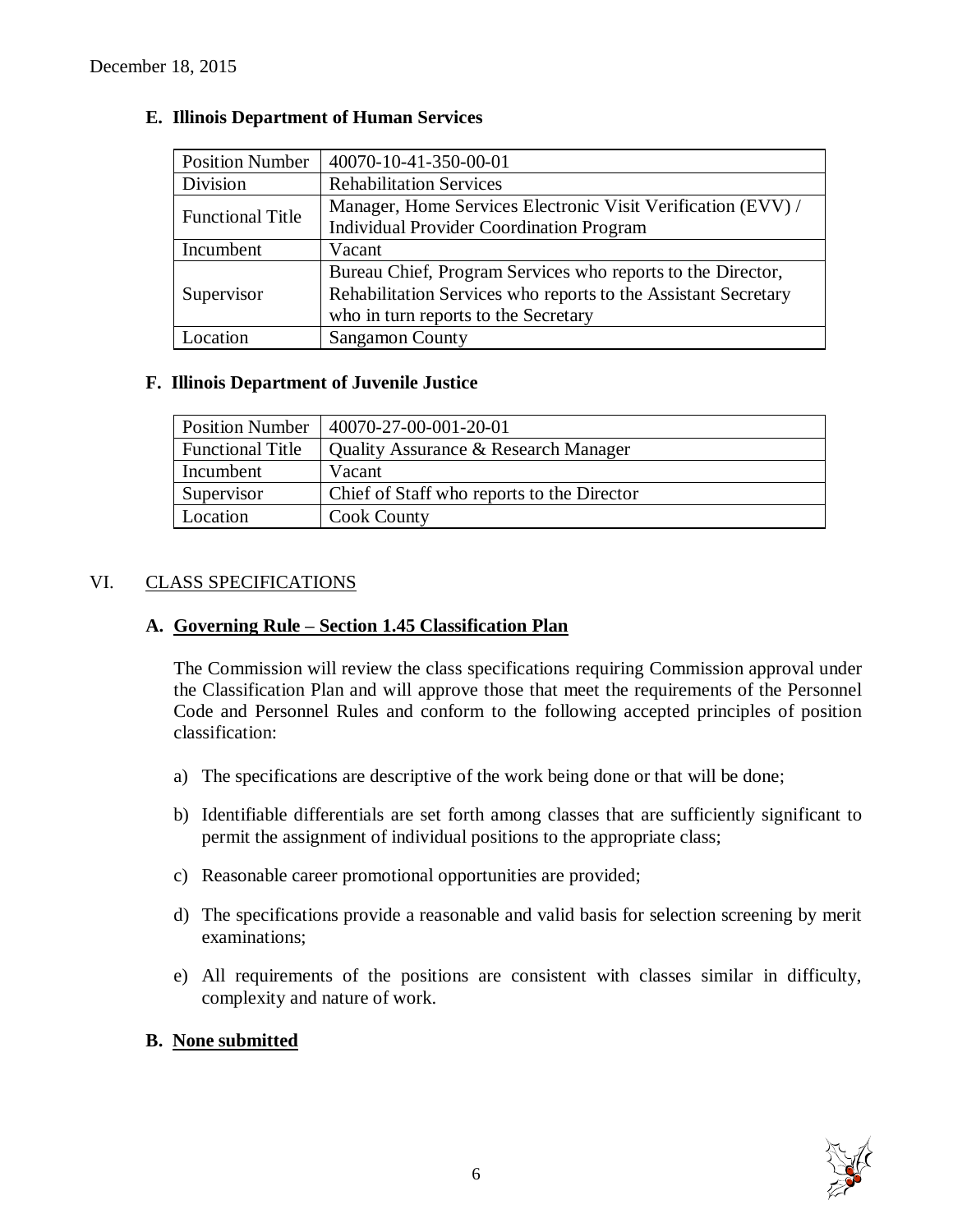December 18, 2015

### E. Illinois Department of Human Services

| Position Number | 40070-10-41-350-00-01 |
|---|---|
| Division | Rehabilitation Services |
| Functional Title | Manager, Home Services Electronic Visit Verification (EVV) / Individual Provider Coordination Program |
| Incumbent | Vacant |
| Supervisor | Bureau Chief, Program Services who reports to the Director, Rehabilitation Services who reports to the Assistant Secretary who in turn reports to the Secretary |
| Location | Sangamon County |

### F. Illinois Department of Juvenile Justice

| Position Number | 40070-27-00-001-20-01 |
|---|---|
| Functional Title | Quality Assurance & Research Manager |
| Incumbent | Vacant |
| Supervisor | Chief of Staff who reports to the Director |
| Location | Cook County |

## VI. CLASS SPECIFICATIONS

### A. Governing Rule – Section 1.45 Classification Plan

The Commission will review the class specifications requiring Commission approval under the Classification Plan and will approve those that meet the requirements of the Personnel Code and Personnel Rules and conform to the following accepted principles of position classification:

a) The specifications are descriptive of the work being done or that will be done;

b) Identifiable differentials are set forth among classes that are sufficiently significant to permit the assignment of individual positions to the appropriate class;

c) Reasonable career promotional opportunities are provided;

d) The specifications provide a reasonable and valid basis for selection screening by merit examinations;

e) All requirements of the positions are consistent with classes similar in difficulty, complexity and nature of work.

### B. None submitted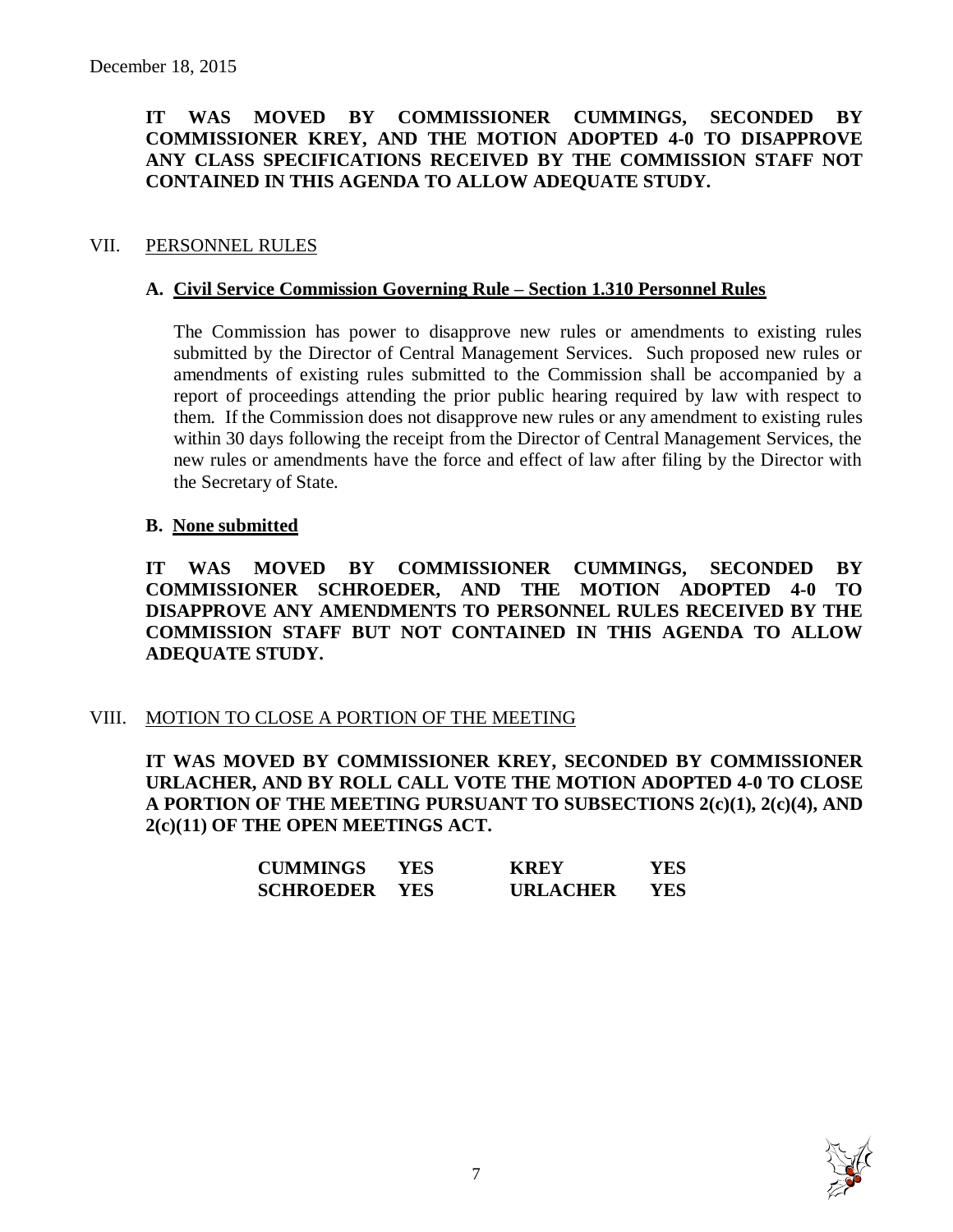December 18, 2015

**IT WAS MOVED BY COMMISSIONER CUMMINGS, SECONDED BY COMMISSIONER KREY, AND THE MOTION ADOPTED 4-0 TO DISAPPROVE ANY CLASS SPECIFICATIONS RECEIVED BY THE COMMISSION STAFF NOT CONTAINED IN THIS AGENDA TO ALLOW ADEQUATE STUDY.**

## VII. PERSONNEL RULES

### A. Civil Service Commission Governing Rule – Section 1.310 Personnel Rules

The Commission has power to disapprove new rules or amendments to existing rules submitted by the Director of Central Management Services. Such proposed new rules or amendments of existing rules submitted to the Commission shall be accompanied by a report of proceedings attending the prior public hearing required by law with respect to them. If the Commission does not disapprove new rules or any amendment to existing rules within 30 days following the receipt from the Director of Central Management Services, the new rules or amendments have the force and effect of law after filing by the Director with the Secretary of State.

### B. None submitted

**IT WAS MOVED BY COMMISSIONER CUMMINGS, SECONDED BY COMMISSIONER SCHROEDER, AND THE MOTION ADOPTED 4-0 TO DISAPPROVE ANY AMENDMENTS TO PERSONNEL RULES RECEIVED BY THE COMMISSION STAFF BUT NOT CONTAINED IN THIS AGENDA TO ALLOW ADEQUATE STUDY.**

## VIII. MOTION TO CLOSE A PORTION OF THE MEETING

**IT WAS MOVED BY COMMISSIONER KREY, SECONDED BY COMMISSIONER URLACHER, AND BY ROLL CALL VOTE THE MOTION ADOPTED 4-0 TO CLOSE A PORTION OF THE MEETING PURSUANT TO SUBSECTIONS 2(c)(1), 2(c)(4), AND 2(c)(11) OF THE OPEN MEETINGS ACT.**

| | | | |
|---|---|---|---|
| **CUMMINGS** | **YES** | **KREY** | **YES** |
| **SCHROEDER** | **YES** | **URLACHER** | **YES** |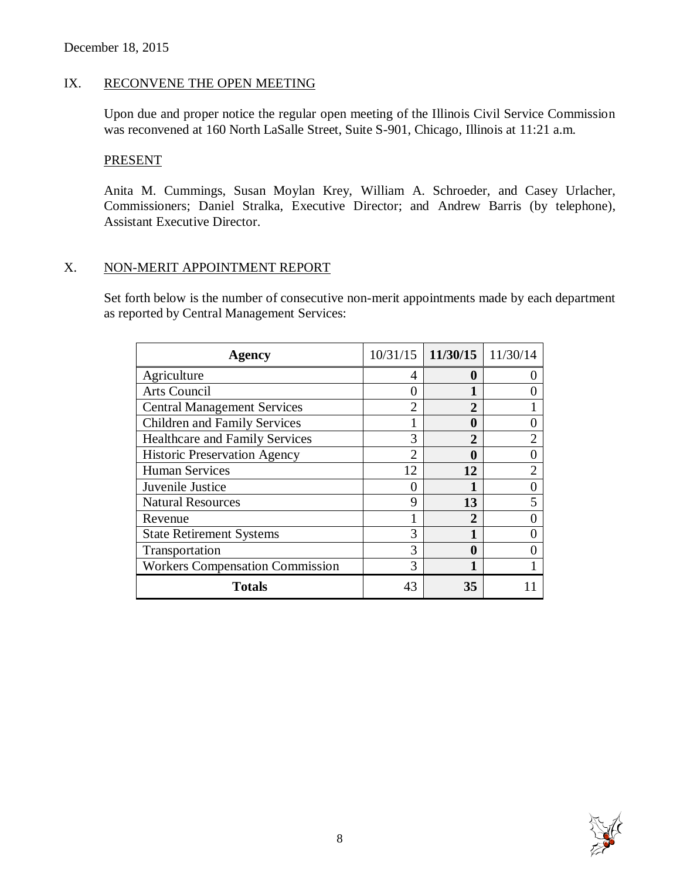December 18, 2015

## IX. RECONVENE THE OPEN MEETING

Upon due and proper notice the regular open meeting of the Illinois Civil Service Commission was reconvened at 160 North LaSalle Street, Suite S-901, Chicago, Illinois at 11:21 a.m.

### PRESENT

Anita M. Cummings, Susan Moylan Krey, William A. Schroeder, and Casey Urlacher, Commissioners; Daniel Stralka, Executive Director; and Andrew Barris (by telephone), Assistant Executive Director.

## X. NON-MERIT APPOINTMENT REPORT

Set forth below is the number of consecutive non-merit appointments made by each department as reported by Central Management Services:

| Agency | 10/31/15 | **11/30/15** | 11/30/14 |
|---|---|---|---|
| Agriculture | 4 | **0** | 0 |
| Arts Council | 0 | **1** | 0 |
| Central Management Services | 2 | **2** | 1 |
| Children and Family Services | 1 | **0** | 0 |
| Healthcare and Family Services | 3 | **2** | 2 |
| Historic Preservation Agency | 2 | **0** | 0 |
| Human Services | 12 | **12** | 2 |
| Juvenile Justice | 0 | **1** | 0 |
| Natural Resources | 9 | **13** | 5 |
| Revenue | 1 | **2** | 0 |
| State Retirement Systems | 3 | **1** | 0 |
| Transportation | 3 | **0** | 0 |
| Workers Compensation Commission | 3 | **1** | 1 |
| **Totals** | 43 | **35** | 11 |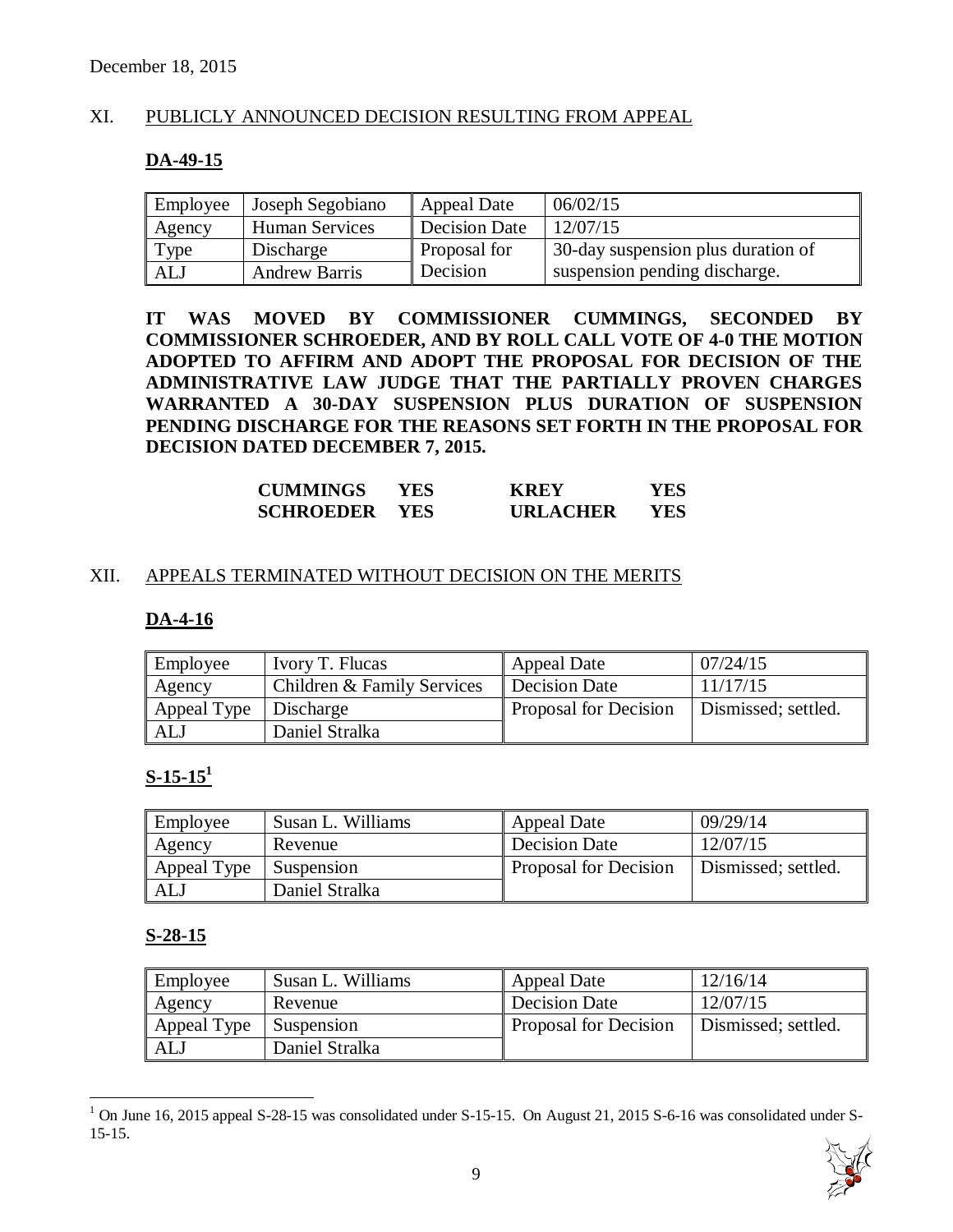December 18, 2015

## XI. PUBLICLY ANNOUNCED DECISION RESULTING FROM APPEAL

### DA-49-15

| Employee | Joseph Segobiano | Appeal Date | 06/02/15 |
|---|---|---|---|
| Agency | Human Services | Decision Date | 12/07/15 |
| Type | Discharge | Proposal for Decision | 30-day suspension plus duration of suspension pending discharge. |
| ALJ | Andrew Barris | | |

**IT WAS MOVED BY COMMISSIONER CUMMINGS, SECONDED BY COMMISSIONER SCHROEDER, AND BY ROLL CALL VOTE OF 4-0 THE MOTION ADOPTED TO AFFIRM AND ADOPT THE PROPOSAL FOR DECISION OF THE ADMINISTRATIVE LAW JUDGE THAT THE PARTIALLY PROVEN CHARGES WARRANTED A 30-DAY SUSPENSION PLUS DURATION OF SUSPENSION PENDING DISCHARGE FOR THE REASONS SET FORTH IN THE PROPOSAL FOR DECISION DATED DECEMBER 7, 2015.**

| | | | |
|---|---|---|---|
| **CUMMINGS** | **YES** | **KREY** | **YES** |
| **SCHROEDER** | **YES** | **URLACHER** | **YES** |

## XII. APPEALS TERMINATED WITHOUT DECISION ON THE MERITS

### DA-4-16

| Employee | Ivory T. Flucas | Appeal Date | 07/24/15 |
|---|---|---|---|
| Agency | Children & Family Services | Decision Date | 11/17/15 |
| Appeal Type | Discharge | Proposal for Decision | Dismissed; settled. |
| ALJ | Daniel Stralka | | |

### S-15-15[1]

| Employee | Susan L. Williams | Appeal Date | 09/29/14 |
|---|---|---|---|
| Agency | Revenue | Decision Date | 12/07/15 |
| Appeal Type | Suspension | Proposal for Decision | Dismissed; settled. |
| ALJ | Daniel Stralka | | |

### S-28-15

| Employee | Susan L. Williams | Appeal Date | 12/16/14 |
|---|---|---|---|
| Agency | Revenue | Decision Date | 12/07/15 |
| Appeal Type | Suspension | Proposal for Decision | Dismissed; settled. |
| ALJ | Daniel Stralka | | |

[1] On June 16, 2015 appeal S-28-15 was consolidated under S-15-15. On August 21, 2015 S-6-16 was consolidated under S-15-15.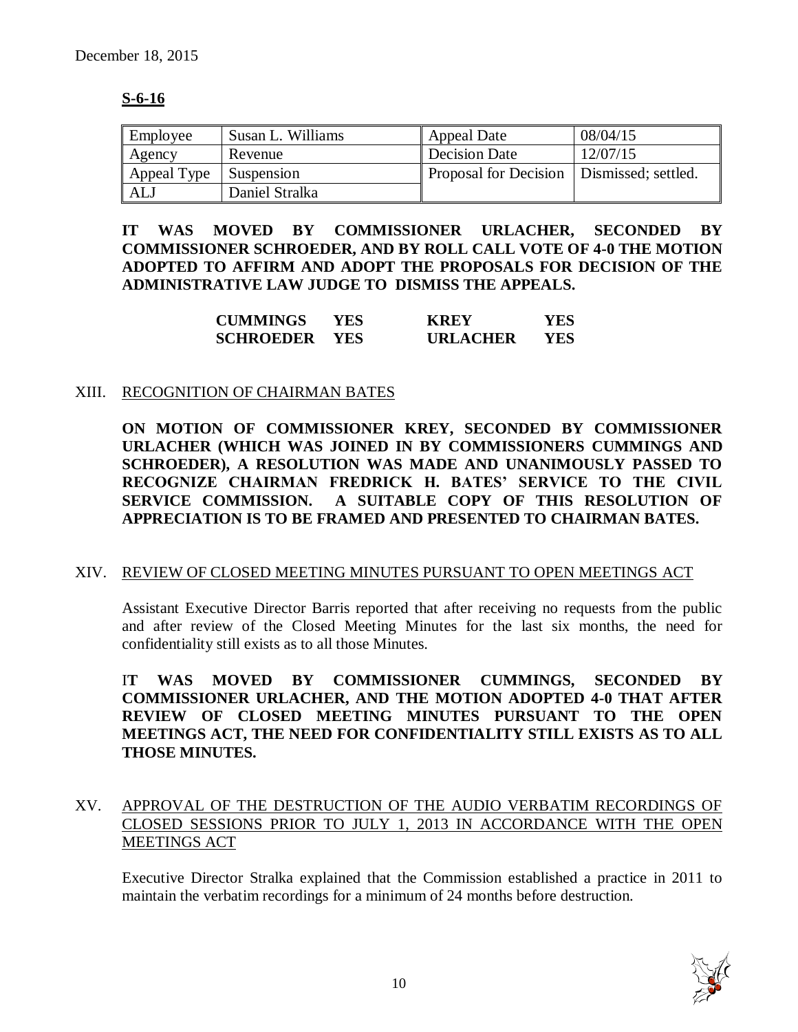December 18, 2015

**S-6-16**

| Employee | Susan L. Williams | Appeal Date | 08/04/15 |
|---|---|---|---|
| Agency | Revenue | Decision Date | 12/07/15 |
| Appeal Type | Suspension | Proposal for Decision | Dismissed; settled. |
| ALJ | Daniel Stralka | | |

**IT WAS MOVED BY COMMISSIONER URLACHER, SECONDED BY COMMISSIONER SCHROEDER, AND BY ROLL CALL VOTE OF 4-0 THE MOTION ADOPTED TO AFFIRM AND ADOPT THE PROPOSALS FOR DECISION OF THE ADMINISTRATIVE LAW JUDGE TO DISMISS THE APPEALS.**

| | | | |
|---|---|---|---|
| **CUMMINGS** | **YES** | **KREY** | **YES** |
| **SCHROEDER** | **YES** | **URLACHER** | **YES** |

XIII. RECOGNITION OF CHAIRMAN BATES

**ON MOTION OF COMMISSIONER KREY, SECONDED BY COMMISSIONER URLACHER (WHICH WAS JOINED IN BY COMMISSIONERS CUMMINGS AND SCHROEDER), A RESOLUTION WAS MADE AND UNANIMOUSLY PASSED TO RECOGNIZE CHAIRMAN FREDRICK H. BATES' SERVICE TO THE CIVIL SERVICE COMMISSION. A SUITABLE COPY OF THIS RESOLUTION OF APPRECIATION IS TO BE FRAMED AND PRESENTED TO CHAIRMAN BATES.**

XIV. REVIEW OF CLOSED MEETING MINUTES PURSUANT TO OPEN MEETINGS ACT

Assistant Executive Director Barris reported that after receiving no requests from the public and after review of the Closed Meeting Minutes for the last six months, the need for confidentiality still exists as to all those Minutes.

**IT WAS MOVED BY COMMISSIONER CUMMINGS, SECONDED BY COMMISSIONER URLACHER, AND THE MOTION ADOPTED 4-0 THAT AFTER REVIEW OF CLOSED MEETING MINUTES PURSUANT TO THE OPEN MEETINGS ACT, THE NEED FOR CONFIDENTIALITY STILL EXISTS AS TO ALL THOSE MINUTES.**

XV. APPROVAL OF THE DESTRUCTION OF THE AUDIO VERBATIM RECORDINGS OF CLOSED SESSIONS PRIOR TO JULY 1, 2013 IN ACCORDANCE WITH THE OPEN MEETINGS ACT

Executive Director Stralka explained that the Commission established a practice in 2011 to maintain the verbatim recordings for a minimum of 24 months before destruction.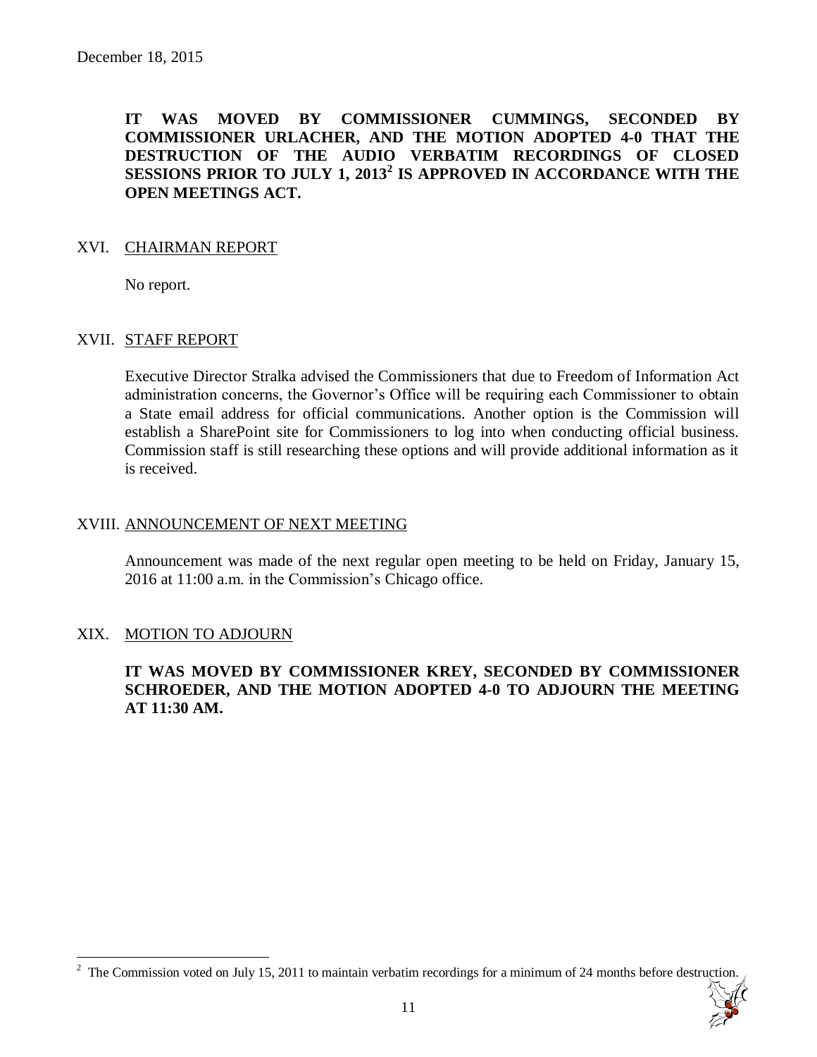**IT WAS MOVED BY COMMISSIONER CUMMINGS, SECONDED BY COMMISSIONER URLACHER, AND THE MOTION ADOPTED 4-0 THAT THE DESTRUCTION OF THE AUDIO VERBATIM RECORDINGS OF CLOSED SESSIONS PRIOR TO JULY 1, 2013[2] IS APPROVED IN ACCORDANCE WITH THE OPEN MEETINGS ACT.**

## XVI. CHAIRMAN REPORT

No report.

## XVII. STAFF REPORT

Executive Director Stralka advised the Commissioners that due to Freedom of Information Act administration concerns, the Governor's Office will be requiring each Commissioner to obtain a State email address for official communications. Another option is the Commission will establish a SharePoint site for Commissioners to log into when conducting official business. Commission staff is still researching these options and will provide additional information as it is received.

## XVIII. ANNOUNCEMENT OF NEXT MEETING

Announcement was made of the next regular open meeting to be held on Friday, January 15, 2016 at 11:00 a.m. in the Commission's Chicago office.

## XIX. MOTION TO ADJOURN

**IT WAS MOVED BY COMMISSIONER KREY, SECONDED BY COMMISSIONER SCHROEDER, AND THE MOTION ADOPTED 4-0 TO ADJOURN THE MEETING AT 11:30 AM.**

---

[2] The Commission voted on July 15, 2011 to maintain verbatim recordings for a minimum of 24 months before destruction.